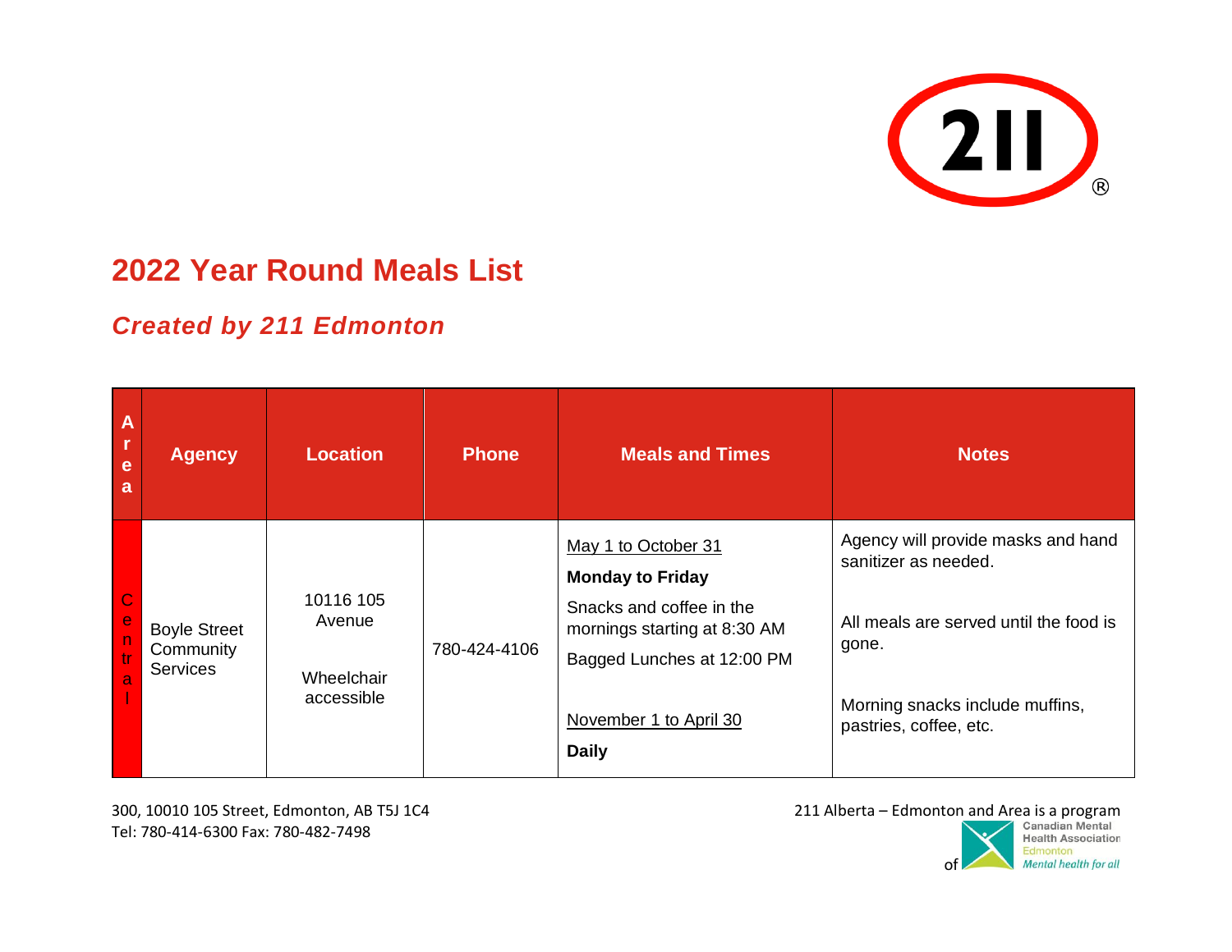# 2022 Year Round Meals List

## *Created by 211 Edmonton*

| Area | Agency | Location | Phone | Meals and Times | Notes |
|---|---|---|---|---|---|
| Central | Boyle Street Community Services | 10116 105 Avenue<br><br>Wheelchair accessible | 780-424-4106 | May 1 to October 31<br>**Monday to Friday**<br>Snacks and coffee in the mornings starting at 8:30 AM<br>Bagged Lunches at 12:00 PM<br><br>November 1 to April 30<br>**Daily** | Agency will provide masks and hand sanitizer as needed.<br><br>All meals are served until the food is gone.<br><br>Morning snacks include muffins, pastries, coffee, etc. |

300, 10010 105 Street, Edmonton, AB T5J 1C4
Tel: 780-414-6300 Fax: 780-482-7498

211 Alberta – Edmonton and Area is a program of Canadian Mental Health Association Edmonton *Mental health for all*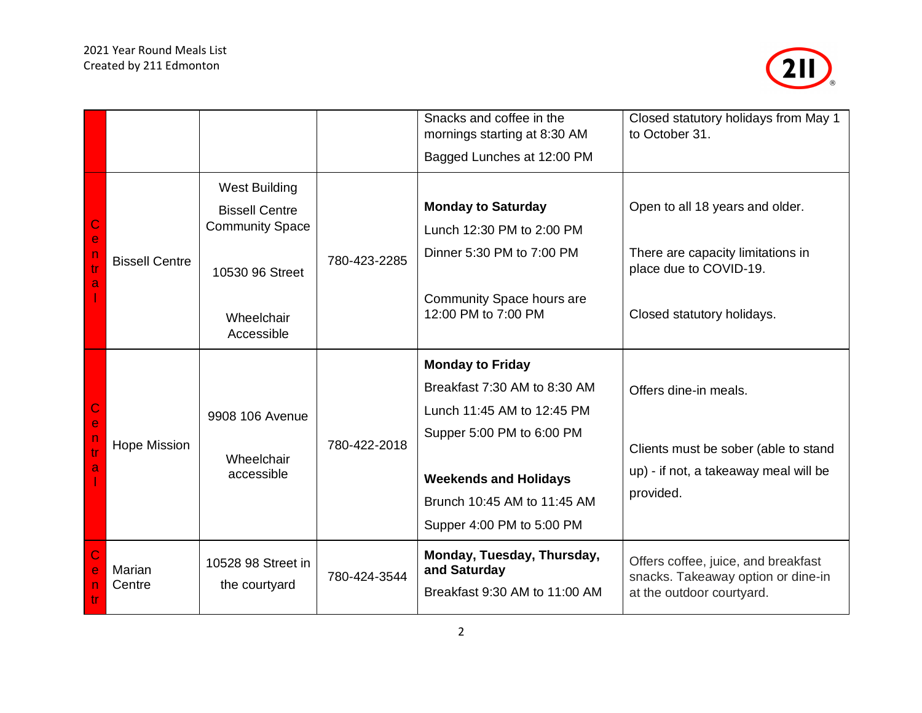| | | | | | |
|---|---|---|---|---|---|
| | | | | Snacks and coffee in the mornings starting at 8:30 AM<br>Bagged Lunches at 12:00 PM | Closed statutory holidays from May 1 to October 31. |
| Central | Bissell Centre | West Building<br>Bissell Centre Community Space<br><br>10530 96 Street<br><br>Wheelchair Accessible | 780-423-2285 | **Monday to Saturday**<br>Lunch 12:30 PM to 2:00 PM<br>Dinner 5:30 PM to 7:00 PM<br><br>Community Space hours are 12:00 PM to 7:00 PM | Open to all 18 years and older.<br><br>There are capacity limitations in place due to COVID-19.<br><br>Closed statutory holidays. |
| Central | Hope Mission | 9908 106 Avenue<br><br>Wheelchair accessible | 780-422-2018 | **Monday to Friday**<br>Breakfast 7:30 AM to 8:30 AM<br>Lunch 11:45 AM to 12:45 PM<br>Supper 5:00 PM to 6:00 PM<br><br>**Weekends and Holidays**<br>Brunch 10:45 AM to 11:45 AM<br>Supper 4:00 PM to 5:00 PM | Offers dine-in meals.<br><br>Clients must be sober (able to stand up) - if not, a takeaway meal will be provided. |
| Centr | Marian Centre | 10528 98 Street in the courtyard | 780-424-3544 | **Monday, Tuesday, Thursday, and Saturday**<br>Breakfast 9:30 AM to 11:00 AM | Offers coffee, juice, and breakfast snacks. Takeaway option or dine-in at the outdoor courtyard. |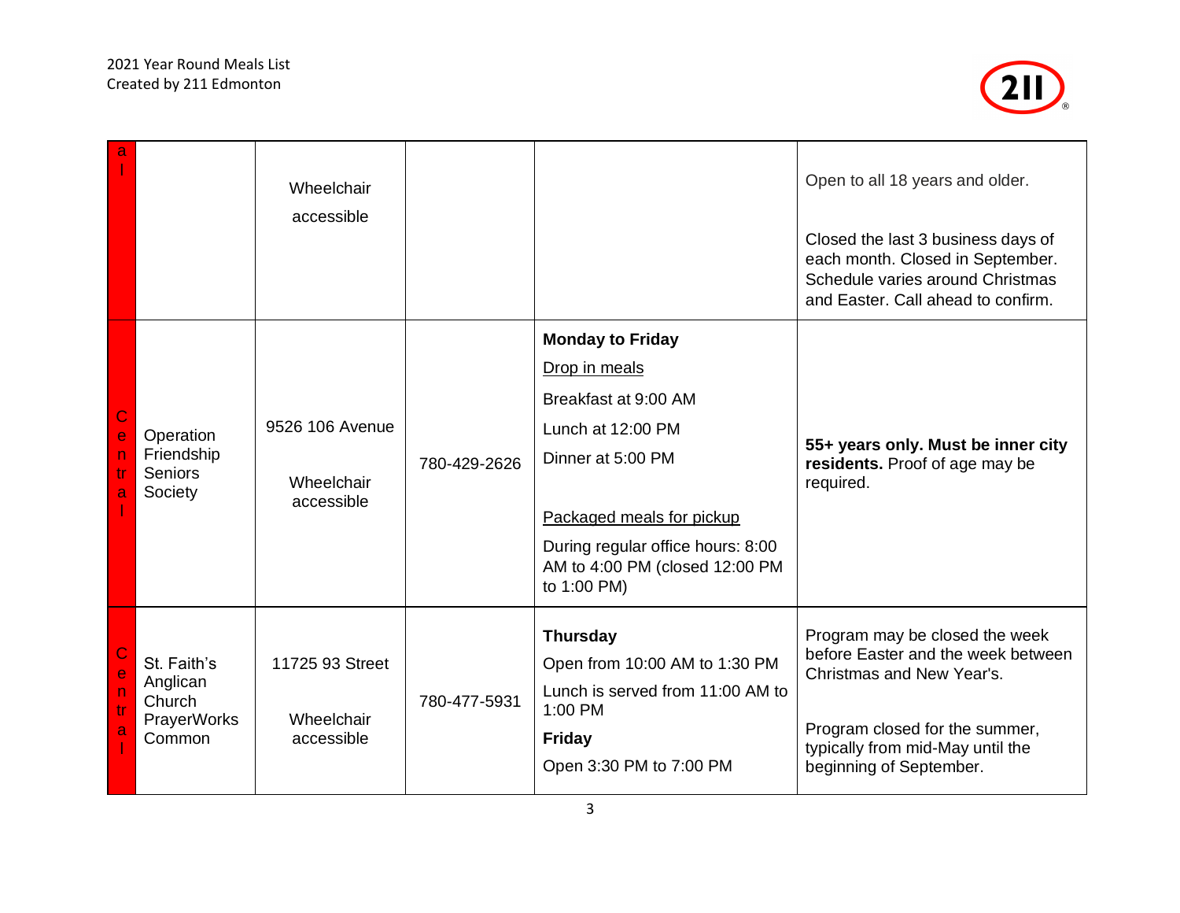| | | | | | |
|---|---|---|---|---|---|
| al | | Wheelchair accessible | | | Open to all 18 years and older.<br><br>Closed the last 3 business days of each month. Closed in September. Schedule varies around Christmas and Easter. Call ahead to confirm. |
| Central | Operation Friendship Seniors Society | 9526 106 Avenue<br><br>Wheelchair accessible | 780-429-2626 | **Monday to Friday**<br>Drop in meals<br>Breakfast at 9:00 AM<br>Lunch at 12:00 PM<br>Dinner at 5:00 PM<br><br>Packaged meals for pickup<br>During regular office hours: 8:00 AM to 4:00 PM (closed 12:00 PM to 1:00 PM) | **55+ years only. Must be inner city residents.** Proof of age may be required. |
| Central | St. Faith's Anglican Church PrayerWorks Common | 11725 93 Street<br><br>Wheelchair accessible | 780-477-5931 | **Thursday**<br>Open from 10:00 AM to 1:30 PM<br>Lunch is served from 11:00 AM to 1:00 PM<br>**Friday**<br>Open 3:30 PM to 7:00 PM | Program may be closed the week before Easter and the week between Christmas and New Year's.<br><br>Program closed for the summer, typically from mid-May until the beginning of September. |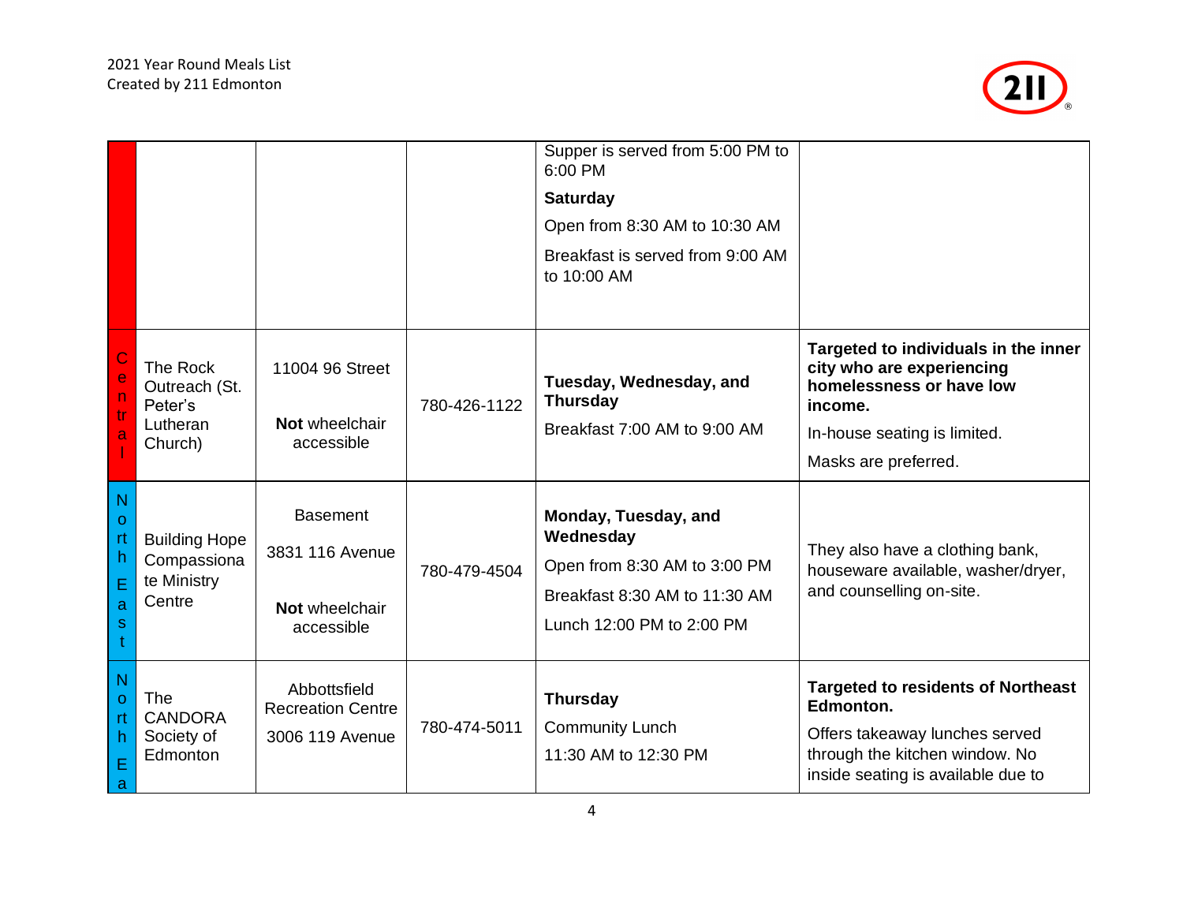| | | | | | |
|---|---|---|---|---|---|
| | | | | Supper is served from 5:00 PM to 6:00 PM<br>**Saturday**<br>Open from 8:30 AM to 10:30 AM<br>Breakfast is served from 9:00 AM to 10:00 AM | |
| Central | The Rock Outreach (St. Peter's Lutheran Church) | 11004 96 Street<br><br>**Not** wheelchair accessible | 780-426-1122 | **Tuesday, Wednesday, and Thursday**<br>Breakfast 7:00 AM to 9:00 AM | **Targeted to individuals in the inner city who are experiencing homelessness or have low income.**<br>In-house seating is limited.<br>Masks are preferred. |
| North East | Building Hope Compassionate Ministry Centre | Basement<br>3831 116 Avenue<br><br>**Not** wheelchair accessible | 780-479-4504 | **Monday, Tuesday, and Wednesday**<br>Open from 8:30 AM to 3:00 PM<br>Breakfast 8:30 AM to 11:30 AM<br>Lunch 12:00 PM to 2:00 PM | They also have a clothing bank, houseware available, washer/dryer, and counselling on-site. |
| North Ea | The CANDORA Society of Edmonton | Abbottsfield Recreation Centre<br>3006 119 Avenue | 780-474-5011 | **Thursday**<br>Community Lunch<br>11:30 AM to 12:30 PM | **Targeted to residents of Northeast Edmonton.**<br>Offers takeaway lunches served through the kitchen window. No inside seating is available due to |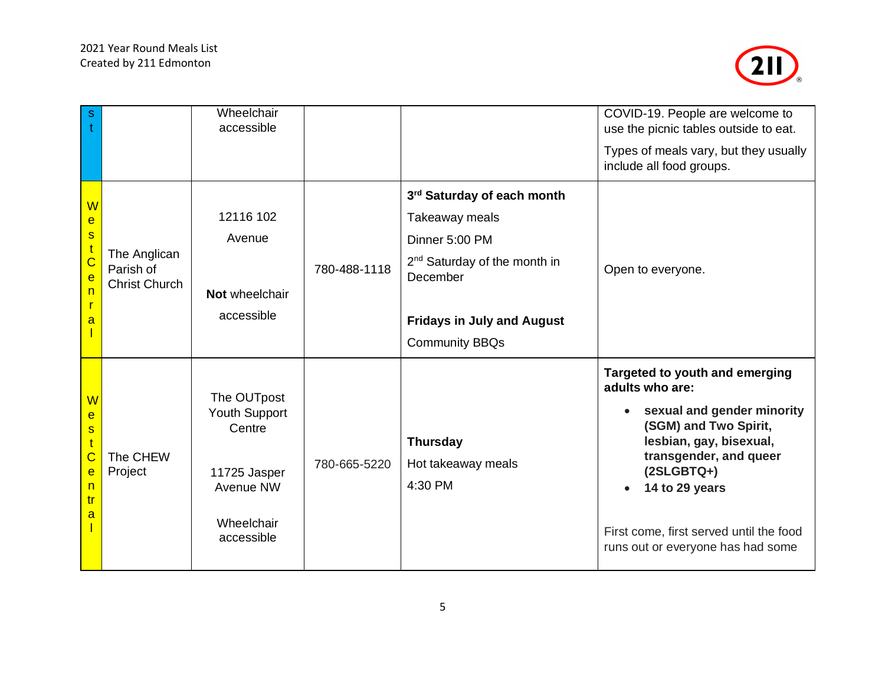| | | | | | |
|---|---|---|---|---|---|
| st | | Wheelchair accessible | | | COVID-19. People are welcome to use the picnic tables outside to eat. Types of meals vary, but they usually include all food groups. |
| WestCenral | The Anglican Parish of Christ Church | 12116 102 Avenue **Not** wheelchair accessible | 780-488-1118 | **3rd Saturday of each month** Takeaway meals Dinner 5:00 PM 2nd Saturday of the month in December **Fridays in July and August** Community BBQs | Open to everyone. |
| WestCentral | The CHEW Project | The OUTpost Youth Support Centre 11725 Jasper Avenue NW Wheelchair accessible | 780-665-5220 | **Thursday** Hot takeaway meals 4:30 PM | **Targeted to youth and emerging adults who are:** • **sexual and gender minority (SGM) and Two Spirit, lesbian, gay, bisexual, transgender, and queer (2SLGBTQ+)** • **14 to 29 years** First come, first served until the food runs out or everyone has had some |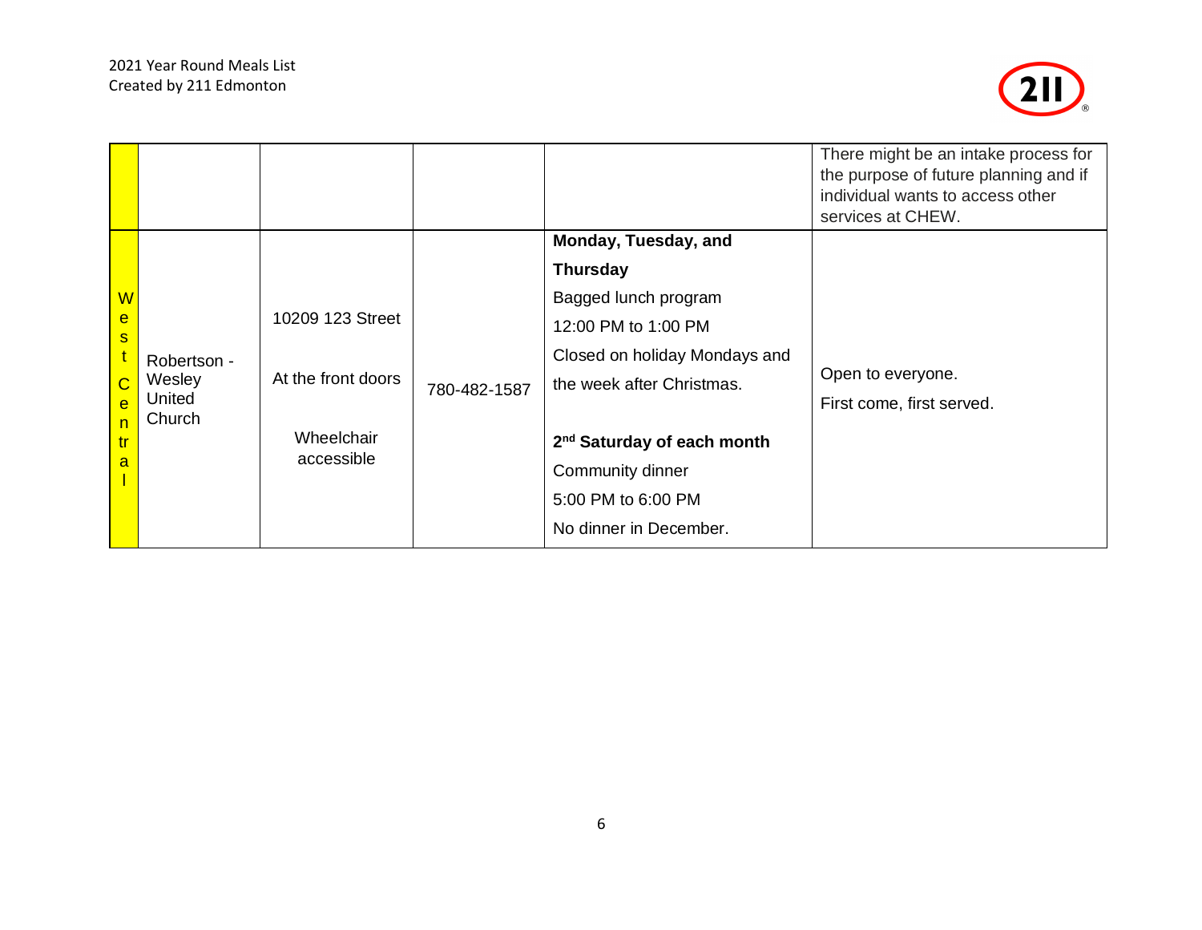| | | | | | |
|---|---|---|---|---|---|
| | | | | | There might be an intake process for the purpose of future planning and if individual wants to access other services at CHEW. |
| West Central | Robertson - Wesley United Church | 10209 123 Street<br><br>At the front doors<br><br>Wheelchair accessible | 780-482-1587 | **Monday, Tuesday, and Thursday**<br>Bagged lunch program<br>12:00 PM to 1:00 PM<br>Closed on holiday Mondays and the week after Christmas.<br><br>**2nd Saturday of each month**<br>Community dinner<br>5:00 PM to 6:00 PM<br>No dinner in December. | Open to everyone.<br>First come, first served. |